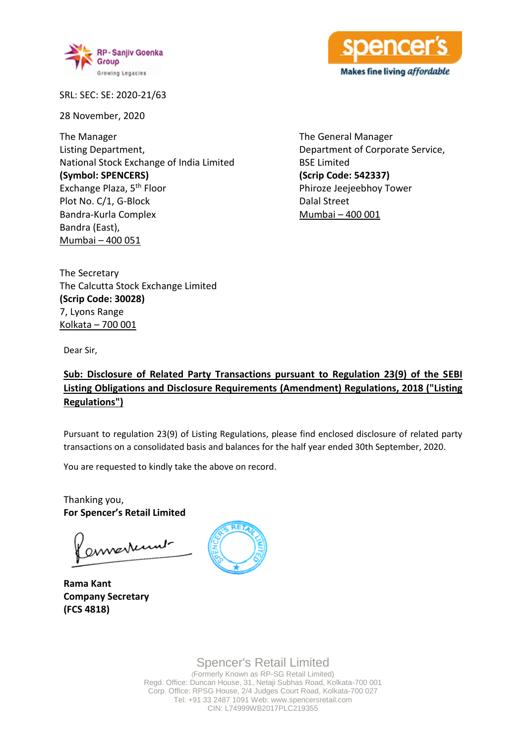SRL: SEC: SE: 2020-21/63

28 November, 2020

The Manager
Listing Department,
National Stock Exchange of India Limited
**(Symbol: SPENCERS)**
Exchange Plaza, 5th Floor
Plot No. C/1, G-Block
Bandra-Kurla Complex
Bandra (East),
Mumbai – 400 051

The General Manager
Department of Corporate Service,
BSE Limited
**(Scrip Code: 542337)**
Phiroze Jeejeebhoy Tower
Dalal Street
Mumbai – 400 001

The Secretary
The Calcutta Stock Exchange Limited
**(Scrip Code: 30028)**
7, Lyons Range
Kolkata – 700 001

Dear Sir,

**Sub: Disclosure of Related Party Transactions pursuant to Regulation 23(9) of the SEBI Listing Obligations and Disclosure Requirements (Amendment) Regulations, 2018 ("Listing Regulations")**

Pursuant to regulation 23(9) of Listing Regulations, please find enclosed disclosure of related party transactions on a consolidated basis and balances for the half year ended 30th September, 2020.

You are requested to kindly take the above on record.

Thanking you,
**For Spencer's Retail Limited**

**Rama Kant**
**Company Secretary**
**(FCS 4818)**

Spencer's Retail Limited
(Formerly Known as RP-SG Retail Limited)
Regd. Office: Duncan House, 31, Netaji Subhas Road, Kolkata-700 001
Corp. Office: RPSG House, 2/4 Judges Court Road, Kolkata-700 027
Tel: +91 33 2487 1091 Web: www.spencersretail.com
CIN: L74999WB2017PLC219355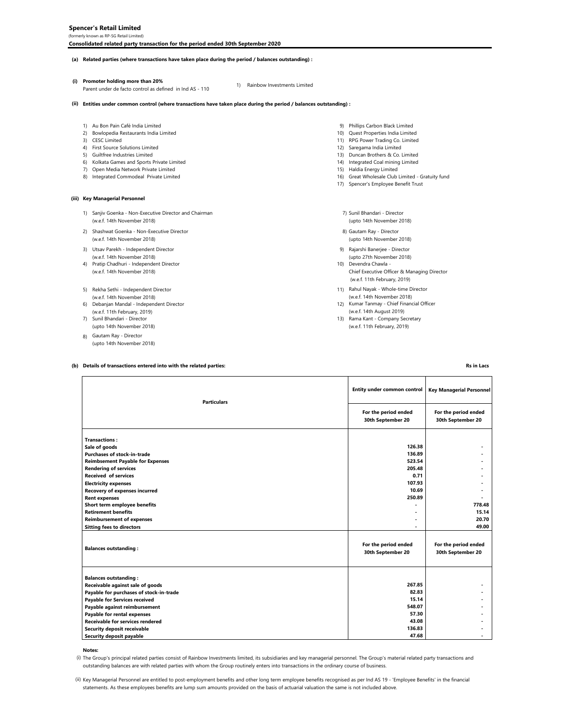**Spencer's Retail Limited**

(formerly known as RP-SG Retail Limited)

**Consolidated related party transaction for the period ended 30th September 2020**

**(a) Related parties (where transactions have taken place during the period / balances outstanding) :**

**(i) Promoter holding more than 20%**

Parent under de facto control as defined in Ind AS - 110

1) Rainbow Investments Limited

**(ii) Entities under common control (where transactions have taken place during the period / balances outstanding) :**

1) Au Bon Pain Café India Limited
2) Bowlopedia Restaurants India Limited
3) CESC Limited
4) First Source Solutions Limited
5) Guiltfree Industries Limited
6) Kolkata Games and Sports Private Limited
7) Open Media Network Private Limited
8) Integrated Commodeal Private Limited
9) Phillips Carbon Black Limited
10) Quest Properties India Limited
11) RPG Power Trading Co. Limited
12) Saregama India Limited
13) Duncan Brothers & Co. Limited
14) Integrated Coal mining Limited
15) Haldia Energy Limited
16) Great Wholesale Club Limited - Gratuity fund
17) Spencer's Employee Benefit Trust

**(iii) Key Managerial Personnel**

1) Sanjiv Goenka - Non-Executive Director and Chairman (w.e.f. 14th November 2018)
2) Shashwat Goenka - Non-Executive Director (w.e.f. 14th November 2018)
3) Utsav Parekh - Independent Director (w.e.f. 14th November 2018)
4) Pratip Chadhuri - Independent Director (w.e.f. 14th November 2018)
5) Rekha Sethi - Independent Director (w.e.f. 14th November 2018)
6) Debanjan Mandal - Independent Director (w.e.f. 11th February, 2019)
7) Sunil Bhandari - Director (upto 14th November 2018)
8) Gautam Ray - Director (upto 14th November 2018)
7) Sunil Bhandari - Director (upto 14th November 2018)
8) Gautam Ray - Director (upto 14th November 2018)
9) Rajarshi Banerjee - Director (upto 27th November 2018)
10) Devendra Chawla - Chief Executive Officer & Managing Director (w.e.f. 11th February, 2019)
11) Rahul Nayak - Whole-time Director (w.e.f. 14th November 2018)
12) Kumar Tanmay - Chief Financial Officer (w.e.f. 14th August 2019)
13) Rama Kant - Company Secretary (w.e.f. 11th February, 2019)

**(b) Details of transactions entered into with the related parties:**

Rs in Lacs

| Particulars | Entity under common control | Key Managerial Personnel |
|---|---|---|
| | For the period ended 30th September 20 | For the period ended 30th September 20 |
| **Transactions :** | | |
| **Sale of goods** | 126.38 | - |
| **Purchases of stock-in-trade** | 136.89 | - |
| **Reimbsement Payable for Expenses** | 523.54 | - |
| **Rendering of services** | 205.48 | - |
| **Received of services** | 0.71 | - |
| **Electricity expenses** | 107.93 | - |
| **Recovery of expenses incurred** | 10.69 | - |
| **Rent expenses** | 250.89 | - |
| **Short term employee benefits** | - | 778.48 |
| **Retirement benefits** | - | 15.14 |
| **Reimbursement of expenses** | - | 20.70 |
| **Sitting fees to directors** | - | 49.00 |
| **Balances outstanding :** | For the period ended 30th September 20 | For the period ended 30th September 20 |
| **Balances outstanding :** | | |
| **Receivable against sale of goods** | 267.85 | - |
| **Payable for purchases of stock-in-trade** | 82.83 | - |
| **Payable for Services received** | 15.14 | - |
| **Payable against reimbursement** | 548.07 | - |
| **Payable for rental expenses** | 57.30 | - |
| **Receivable for services rendered** | 43.08 | - |
| **Security deposit receivable** | 136.83 | - |
| **Security deposit payable** | 47.68 | - |

**Notes:**

(i) The Group's principal related parties consist of Rainbow Investments limited, its subsidiaries and key managerial personnel. The Group's material related party transactions and outstanding balances are with related parties with whom the Group routinely enters into transactions in the ordinary course of business.

(ii) Key Managerial Personnel are entitled to post-employment benefits and other long term employee benefits recognised as per Ind AS 19 - 'Employee Benefits' in the financial statements. As these employees benefits are lump sum amounts provided on the basis of actuarial valuation the same is not included above.